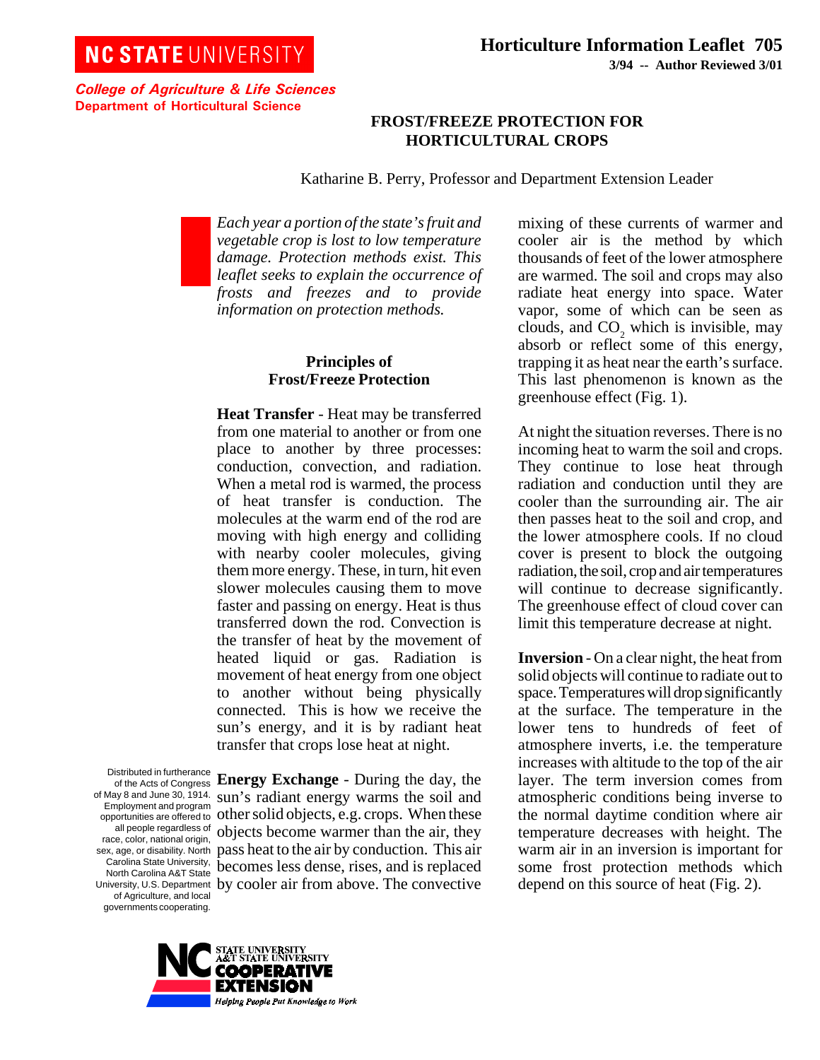NC STATE UNIVERSITY

*College of Agriculture & Life Sciences*
**Department of Horticultural Science**

**Horticulture Information Leaflet 705**
**3/94 -- Author Reviewed 3/01**

# FROST/FREEZE PROTECTION FOR HORTICULTURAL CROPS

Katharine B. Perry, Professor and Department Extension Leader

*Each year a portion of the state's fruit and vegetable crop is lost to low temperature damage. Protection methods exist. This leaflet seeks to explain the occurrence of frosts and freezes and to provide information on protection methods.*

## Principles of Frost/Freeze Protection

**Heat Transfer** - Heat may be transferred from one material to another or from one place to another by three processes: conduction, convection, and radiation. When a metal rod is warmed, the process of heat transfer is conduction. The molecules at the warm end of the rod are moving with high energy and colliding with nearby cooler molecules, giving them more energy. These, in turn, hit even slower molecules causing them to move faster and passing on energy. Heat is thus transferred down the rod. Convection is the transfer of heat by the movement of heated liquid or gas. Radiation is movement of heat energy from one object to another without being physically connected. This is how we receive the sun's energy, and it is by radiant heat transfer that crops lose heat at night.

**Energy Exchange** - During the day, the sun's radiant energy warms the soil and other solid objects, e.g. crops. When these objects become warmer than the air, they pass heat to the air by conduction. This air becomes less dense, rises, and is replaced by cooler air from above. The convective mixing of these currents of warmer and cooler air is the method by which thousands of feet of the lower atmosphere are warmed. The soil and crops may also radiate heat energy into space. Water vapor, some of which can be seen as clouds, and $CO_2$ which is invisible, may absorb or reflect some of this energy, trapping it as heat near the earth's surface. This last phenomenon is known as the greenhouse effect (Fig. 1).

At night the situation reverses. There is no incoming heat to warm the soil and crops. They continue to lose heat through radiation and conduction until they are cooler than the surrounding air. The air then passes heat to the soil and crop, and the lower atmosphere cools. If no cloud cover is present to block the outgoing radiation, the soil, crop and air temperatures will continue to decrease significantly. The greenhouse effect of cloud cover can limit this temperature decrease at night.

**Inversion** - On a clear night, the heat from solid objects will continue to radiate out to space. Temperatures will drop significantly at the surface. The temperature in the lower tens to hundreds of feet of atmosphere inverts, i.e. the temperature increases with altitude to the top of the air layer. The term inversion comes from atmospheric conditions being inverse to the normal daytime condition where air temperature decreases with height. The warm air in an inversion is important for some frost protection methods which depend on this source of heat (Fig. 2).

Distributed in furtherance of the Acts of Congress of May 8 and June 30, 1914. Employment and program opportunities are offered to all people regardless of race, color, national origin, sex, age, or disability. North Carolina State University, North Carolina A&T State University, U.S. Department of Agriculture, and local governments cooperating.

NC STATE UNIVERSITY A&T STATE UNIVERSITY COOPERATIVE EXTENSION — *Helping People Put Knowledge to Work*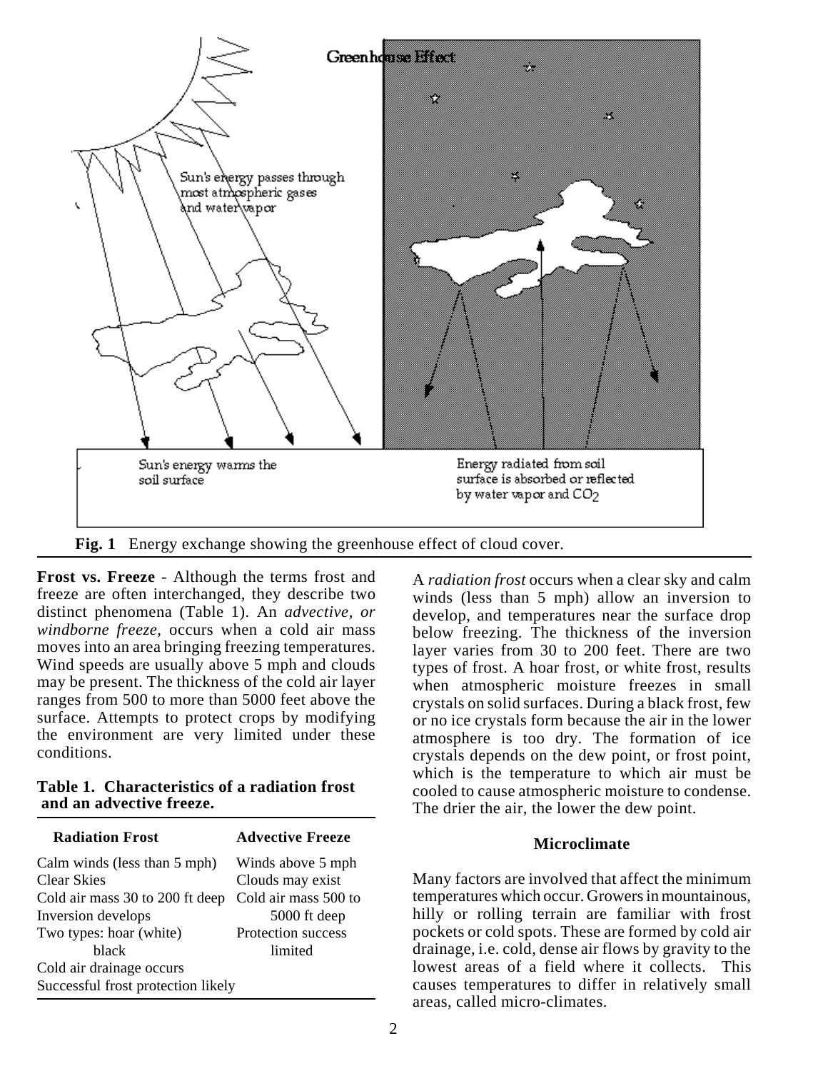**Fig. 1** Energy exchange showing the greenhouse effect of cloud cover.

**Frost vs. Freeze** - Although the terms frost and freeze are often interchanged, they describe two distinct phenomena (Table 1). An *advective, or windborne freeze,* occurs when a cold air mass moves into an area bringing freezing temperatures. Wind speeds are usually above 5 mph and clouds may be present. The thickness of the cold air layer ranges from 500 to more than 5000 feet above the surface. Attempts to protect crops by modifying the environment are very limited under these conditions.

**Table 1. Characteristics of a radiation frost and an advective freeze.**

| Radiation Frost | Advective Freeze |
|---|---|
| Calm winds (less than 5 mph) | Winds above 5 mph |
| Clear Skies | Clouds may exist |
| Cold air mass 30 to 200 ft deep | Cold air mass 500 to 5000 ft deep |
| Inversion develops | Protection success limited |
| Two types: hoar (white) black | |
| Cold air drainage occurs | |
| Successful frost protection likely | |

A *radiation frost* occurs when a clear sky and calm winds (less than 5 mph) allow an inversion to develop, and temperatures near the surface drop below freezing. The thickness of the inversion layer varies from 30 to 200 feet. There are two types of frost. A hoar frost, or white frost, results when atmospheric moisture freezes in small crystals on solid surfaces. During a black frost, few or no ice crystals form because the air in the lower atmosphere is too dry. The formation of ice crystals depends on the dew point, or frost point, which is the temperature to which air must be cooled to cause atmospheric moisture to condense. The drier the air, the lower the dew point.

## Microclimate

Many factors are involved that affect the minimum temperatures which occur. Growers in mountainous, hilly or rolling terrain are familiar with frost pockets or cold spots. These are formed by cold air drainage, i.e. cold, dense air flows by gravity to the lowest areas of a field where it collects. This causes temperatures to differ in relatively small areas, called micro-climates.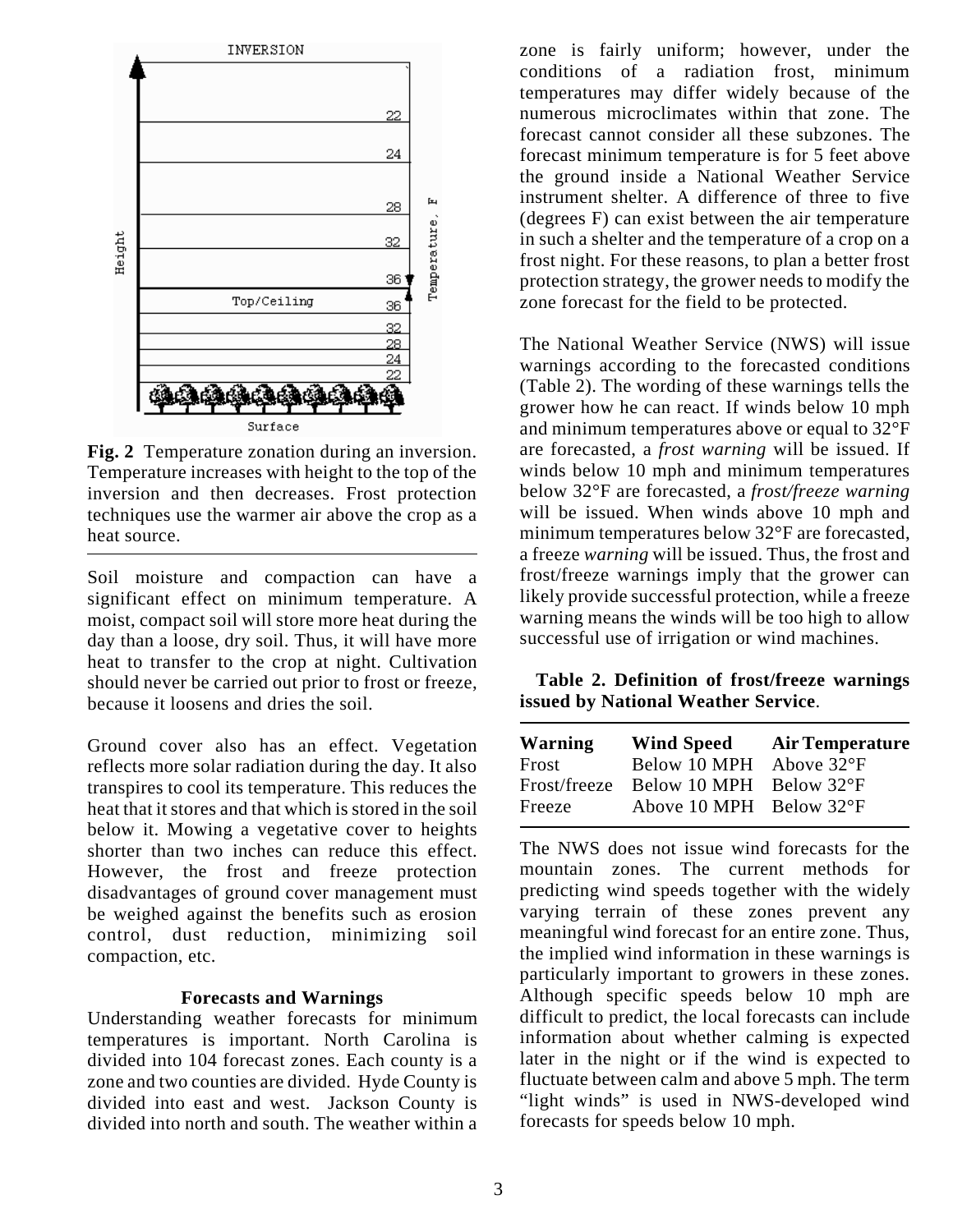**Fig. 2** Temperature zonation during an inversion. Temperature increases with height to the top of the inversion and then decreases. Frost protection techniques use the warmer air above the crop as a heat source.

Soil moisture and compaction can have a significant effect on minimum temperature. A moist, compact soil will store more heat during the day than a loose, dry soil. Thus, it will have more heat to transfer to the crop at night. Cultivation should never be carried out prior to frost or freeze, because it loosens and dries the soil.

Ground cover also has an effect. Vegetation reflects more solar radiation during the day. It also transpires to cool its temperature. This reduces the heat that it stores and that which is stored in the soil below it. Mowing a vegetative cover to heights shorter than two inches can reduce this effect. However, the frost and freeze protection disadvantages of ground cover management must be weighed against the benefits such as erosion control, dust reduction, minimizing soil compaction, etc.

## Forecasts and Warnings

Understanding weather forecasts for minimum temperatures is important. North Carolina is divided into 104 forecast zones. Each county is a zone and two counties are divided. Hyde County is divided into east and west. Jackson County is divided into north and south. The weather within a zone is fairly uniform; however, under the conditions of a radiation frost, minimum temperatures may differ widely because of the numerous microclimates within that zone. The forecast cannot consider all these subzones. The forecast minimum temperature is for 5 feet above the ground inside a National Weather Service instrument shelter. A difference of three to five (degrees F) can exist between the air temperature in such a shelter and the temperature of a crop on a frost night. For these reasons, to plan a better frost protection strategy, the grower needs to modify the zone forecast for the field to be protected.

The National Weather Service (NWS) will issue warnings according to the forecasted conditions (Table 2). The wording of these warnings tells the grower how he can react. If winds below 10 mph and minimum temperatures above or equal to 32°F are forecasted, a *frost warning* will be issued. If winds below 10 mph and minimum temperatures below 32°F are forecasted, a *frost/freeze warning* will be issued. When winds above 10 mph and minimum temperatures below 32°F are forecasted, a freeze *warning* will be issued. Thus, the frost and frost/freeze warnings imply that the grower can likely provide successful protection, while a freeze warning means the winds will be too high to allow successful use of irrigation or wind machines.

**Table 2. Definition of frost/freeze warnings issued by National Weather Service**.

| Warning | Wind Speed | Air Temperature |
|---|---|---|
| Frost | Below 10 MPH | Above 32°F |
| Frost/freeze | Below 10 MPH | Below 32°F |
| Freeze | Above 10 MPH | Below 32°F |

The NWS does not issue wind forecasts for the mountain zones. The current methods for predicting wind speeds together with the widely varying terrain of these zones prevent any meaningful wind forecast for an entire zone. Thus, the implied wind information in these warnings is particularly important to growers in these zones. Although specific speeds below 10 mph are difficult to predict, the local forecasts can include information about whether calming is expected later in the night or if the wind is expected to fluctuate between calm and above 5 mph. The term "light winds" is used in NWS-developed wind forecasts for speeds below 10 mph.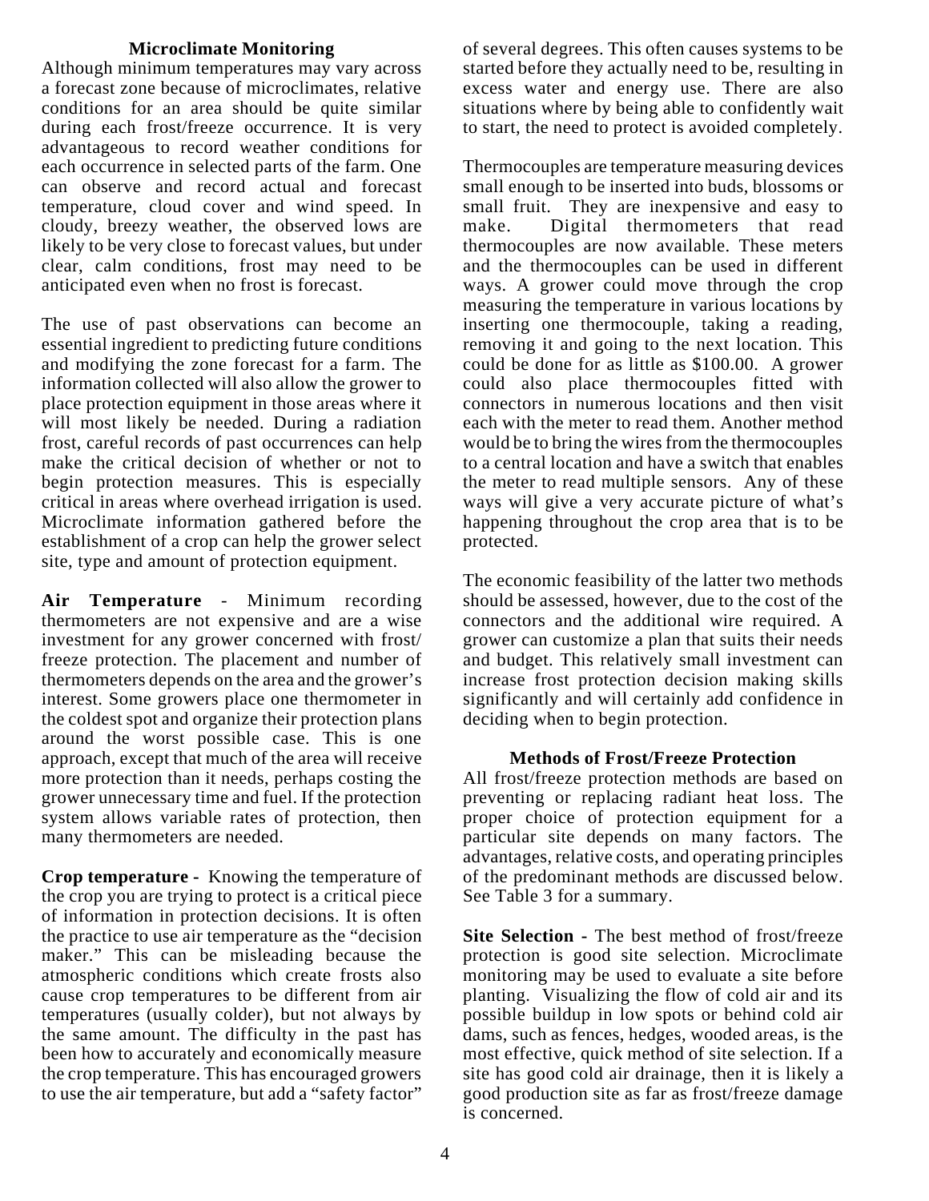## Microclimate Monitoring

Although minimum temperatures may vary across a forecast zone because of microclimates, relative conditions for an area should be quite similar during each frost/freeze occurrence. It is very advantageous to record weather conditions for each occurrence in selected parts of the farm. One can observe and record actual and forecast temperature, cloud cover and wind speed. In cloudy, breezy weather, the observed lows are likely to be very close to forecast values, but under clear, calm conditions, frost may need to be anticipated even when no frost is forecast.

The use of past observations can become an essential ingredient to predicting future conditions and modifying the zone forecast for a farm. The information collected will also allow the grower to place protection equipment in those areas where it will most likely be needed. During a radiation frost, careful records of past occurrences can help make the critical decision of whether or not to begin protection measures. This is especially critical in areas where overhead irrigation is used. Microclimate information gathered before the establishment of a crop can help the grower select site, type and amount of protection equipment.

**Air Temperature** - Minimum recording thermometers are not expensive and are a wise investment for any grower concerned with frost/freeze protection. The placement and number of thermometers depends on the area and the grower's interest. Some growers place one thermometer in the coldest spot and organize their protection plans around the worst possible case. This is one approach, except that much of the area will receive more protection than it needs, perhaps costing the grower unnecessary time and fuel. If the protection system allows variable rates of protection, then many thermometers are needed.

**Crop temperature -** Knowing the temperature of the crop you are trying to protect is a critical piece of information in protection decisions. It is often the practice to use air temperature as the "decision maker." This can be misleading because the atmospheric conditions which create frosts also cause crop temperatures to be different from air temperatures (usually colder), but not always by the same amount. The difficulty in the past has been how to accurately and economically measure the crop temperature. This has encouraged growers to use the air temperature, but add a "safety factor" of several degrees. This often causes systems to be started before they actually need to be, resulting in excess water and energy use. There are also situations where by being able to confidently wait to start, the need to protect is avoided completely.

Thermocouples are temperature measuring devices small enough to be inserted into buds, blossoms or small fruit. They are inexpensive and easy to make. Digital thermometers that read thermocouples are now available. These meters and the thermocouples can be used in different ways. A grower could move through the crop measuring the temperature in various locations by inserting one thermocouple, taking a reading, removing it and going to the next location. This could be done for as little as $100.00. A grower could also place thermocouples fitted with connectors in numerous locations and then visit each with the meter to read them. Another method would be to bring the wires from the thermocouples to a central location and have a switch that enables the meter to read multiple sensors. Any of these ways will give a very accurate picture of what's happening throughout the crop area that is to be protected.

The economic feasibility of the latter two methods should be assessed, however, due to the cost of the connectors and the additional wire required. A grower can customize a plan that suits their needs and budget. This relatively small investment can increase frost protection decision making skills significantly and will certainly add confidence in deciding when to begin protection.

## Methods of Frost/Freeze Protection

All frost/freeze protection methods are based on preventing or replacing radiant heat loss. The proper choice of protection equipment for a particular site depends on many factors. The advantages, relative costs, and operating principles of the predominant methods are discussed below. See Table 3 for a summary.

**Site Selection -** The best method of frost/freeze protection is good site selection. Microclimate monitoring may be used to evaluate a site before planting. Visualizing the flow of cold air and its possible buildup in low spots or behind cold air dams, such as fences, hedges, wooded areas, is the most effective, quick method of site selection. If a site has good cold air drainage, then it is likely a good production site as far as frost/freeze damage is concerned.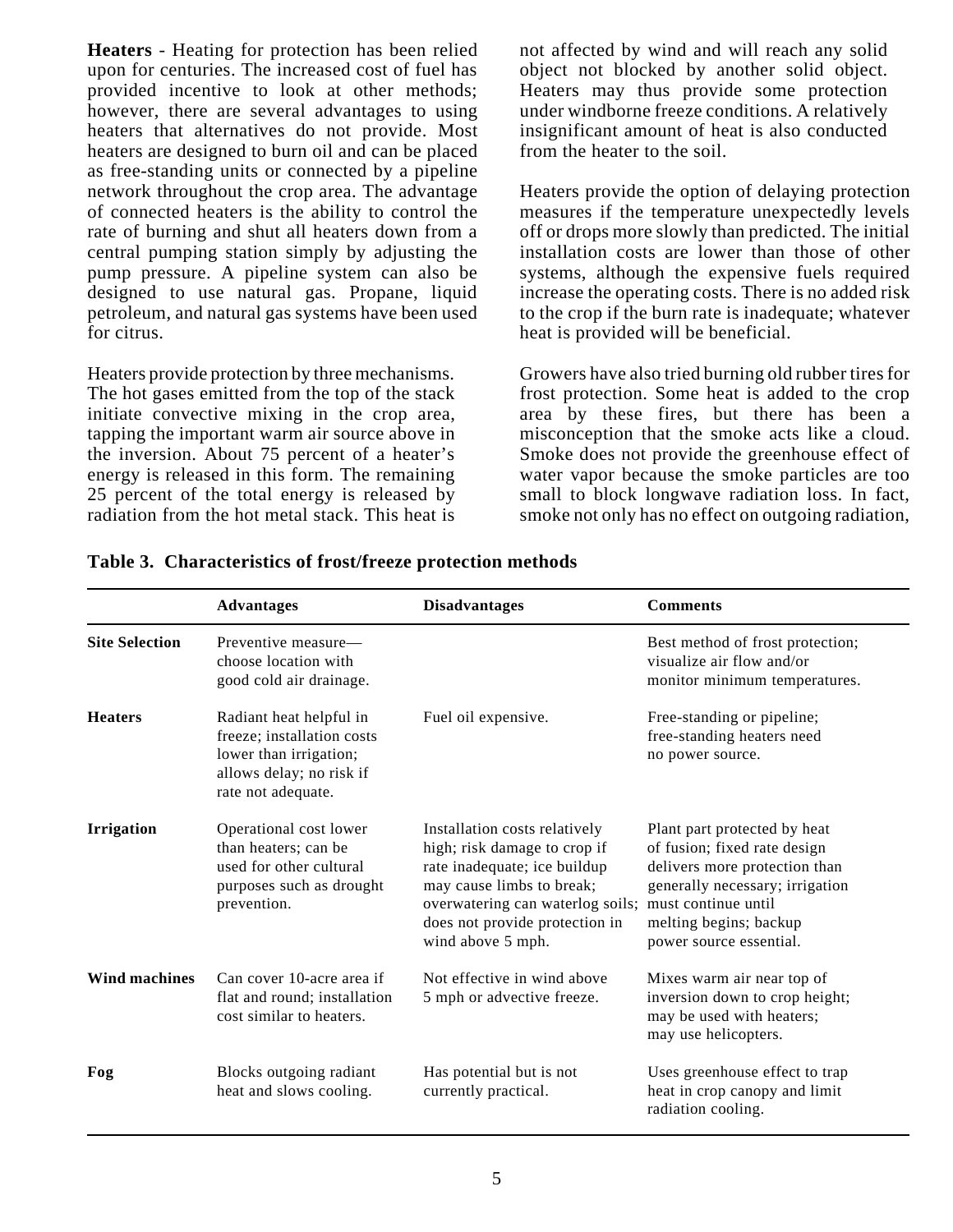**Heaters** - Heating for protection has been relied upon for centuries. The increased cost of fuel has provided incentive to look at other methods; however, there are several advantages to using heaters that alternatives do not provide. Most heaters are designed to burn oil and can be placed as free-standing units or connected by a pipeline network throughout the crop area. The advantage of connected heaters is the ability to control the rate of burning and shut all heaters down from a central pumping station simply by adjusting the pump pressure. A pipeline system can also be designed to use natural gas. Propane, liquid petroleum, and natural gas systems have been used for citrus.

Heaters provide protection by three mechanisms. The hot gases emitted from the top of the stack initiate convective mixing in the crop area, tapping the important warm air source above in the inversion. About 75 percent of a heater's energy is released in this form. The remaining 25 percent of the total energy is released by radiation from the hot metal stack. This heat is not affected by wind and will reach any solid object not blocked by another solid object. Heaters may thus provide some protection under windborne freeze conditions. A relatively insignificant amount of heat is also conducted from the heater to the soil.

Heaters provide the option of delaying protection measures if the temperature unexpectedly levels off or drops more slowly than predicted. The initial installation costs are lower than those of other systems, although the expensive fuels required increase the operating costs. There is no added risk to the crop if the burn rate is inadequate; whatever heat is provided will be beneficial.

Growers have also tried burning old rubber tires for frost protection. Some heat is added to the crop area by these fires, but there has been a misconception that the smoke acts like a cloud. Smoke does not provide the greenhouse effect of water vapor because the smoke particles are too small to block longwave radiation loss. In fact, smoke not only has no effect on outgoing radiation,

**Table 3. Characteristics of frost/freeze protection methods**

| | Advantages | Disadvantages | Comments |
|---|---|---|---|
| **Site Selection** | Preventive measure—choose location with good cold air drainage. | | Best method of frost protection; visualize air flow and/or monitor minimum temperatures. |
| **Heaters** | Radiant heat helpful in freeze; installation costs lower than irrigation; allows delay; no risk if rate not adequate. | Fuel oil expensive. | Free-standing or pipeline; free-standing heaters need no power source. |
| **Irrigation** | Operational cost lower than heaters; can be used for other cultural purposes such as drought prevention. | Installation costs relatively high; risk damage to crop if rate inadequate; ice buildup may cause limbs to break; overwatering can waterlog soils; does not provide protection in wind above 5 mph. | Plant part protected by heat of fusion; fixed rate design delivers more protection than generally necessary; irrigation must continue until melting begins; backup power source essential. |
| **Wind machines** | Can cover 10-acre area if flat and round; installation cost similar to heaters. | Not effective in wind above 5 mph or advective freeze. | Mixes warm air near top of inversion down to crop height; may be used with heaters; may use helicopters. |
| **Fog** | Blocks outgoing radiant heat and slows cooling. | Has potential but is not currently practical. | Uses greenhouse effect to trap heat in crop canopy and limit radiation cooling. |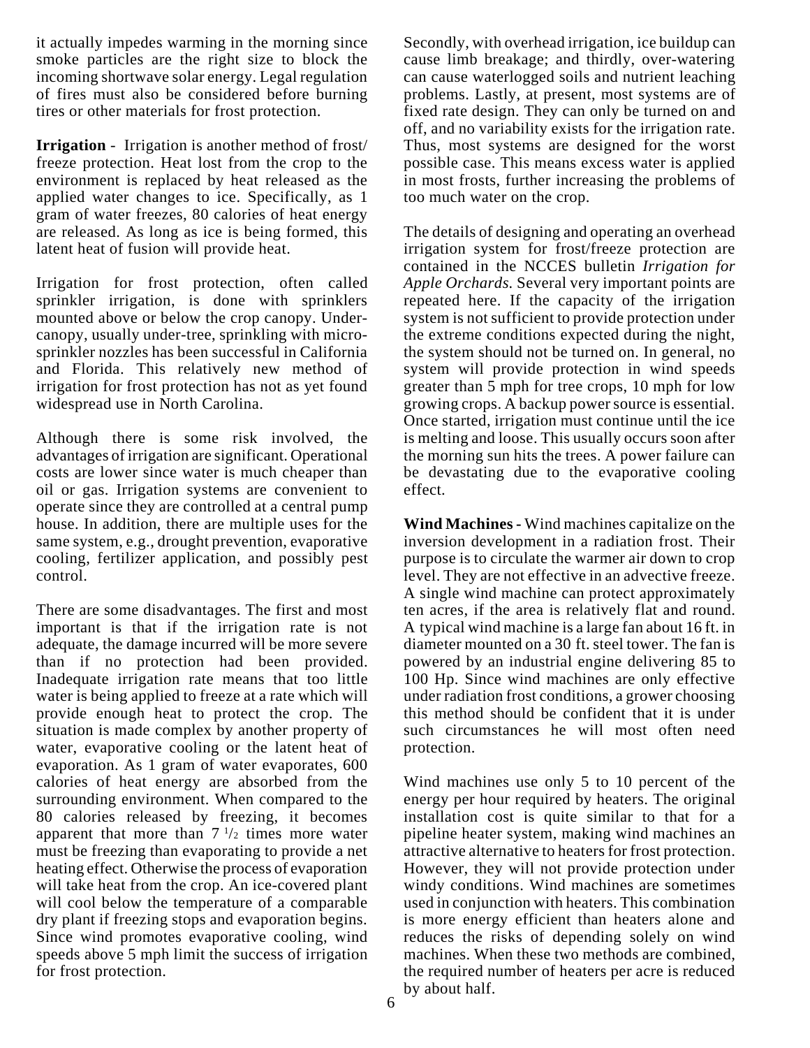it actually impedes warming in the morning since smoke particles are the right size to block the incoming shortwave solar energy. Legal regulation of fires must also be considered before burning tires or other materials for frost protection.

**Irrigation** - Irrigation is another method of frost/freeze protection. Heat lost from the crop to the environment is replaced by heat released as the applied water changes to ice. Specifically, as 1 gram of water freezes, 80 calories of heat energy are released. As long as ice is being formed, this latent heat of fusion will provide heat.

Irrigation for frost protection, often called sprinkler irrigation, is done with sprinklers mounted above or below the crop canopy. Under-canopy, usually under-tree, sprinkling with micro-sprinkler nozzles has been successful in California and Florida. This relatively new method of irrigation for frost protection has not as yet found widespread use in North Carolina.

Although there is some risk involved, the advantages of irrigation are significant. Operational costs are lower since water is much cheaper than oil or gas. Irrigation systems are convenient to operate since they are controlled at a central pump house. In addition, there are multiple uses for the same system, e.g., drought prevention, evaporative cooling, fertilizer application, and possibly pest control.

There are some disadvantages. The first and most important is that if the irrigation rate is not adequate, the damage incurred will be more severe than if no protection had been provided. Inadequate irrigation rate means that too little water is being applied to freeze at a rate which will provide enough heat to protect the crop. The situation is made complex by another property of water, evaporative cooling or the latent heat of evaporation. As 1 gram of water evaporates, 600 calories of heat energy are absorbed from the surrounding environment. When compared to the 80 calories released by freezing, it becomes apparent that more than 7 1/2 times more water must be freezing than evaporating to provide a net heating effect. Otherwise the process of evaporation will take heat from the crop. An ice-covered plant will cool below the temperature of a comparable dry plant if freezing stops and evaporation begins. Since wind promotes evaporative cooling, wind speeds above 5 mph limit the success of irrigation for frost protection. Secondly, with overhead irrigation, ice buildup can cause limb breakage; and thirdly, over-watering can cause waterlogged soils and nutrient leaching problems. Lastly, at present, most systems are of fixed rate design. They can only be turned on and off, and no variability exists for the irrigation rate. Thus, most systems are designed for the worst possible case. This means excess water is applied in most frosts, further increasing the problems of too much water on the crop.

The details of designing and operating an overhead irrigation system for frost/freeze protection are contained in the NCCES bulletin *Irrigation for Apple Orchards.* Several very important points are repeated here. If the capacity of the irrigation system is not sufficient to provide protection under the extreme conditions expected during the night, the system should not be turned on. In general, no system will provide protection in wind speeds greater than 5 mph for tree crops, 10 mph for low growing crops. A backup power source is essential. Once started, irrigation must continue until the ice is melting and loose. This usually occurs soon after the morning sun hits the trees. A power failure can be devastating due to the evaporative cooling effect.

**Wind Machines -** Wind machines capitalize on the inversion development in a radiation frost. Their purpose is to circulate the warmer air down to crop level. They are not effective in an advective freeze. A single wind machine can protect approximately ten acres, if the area is relatively flat and round. A typical wind machine is a large fan about 16 ft. in diameter mounted on a 30 ft. steel tower. The fan is powered by an industrial engine delivering 85 to 100 Hp. Since wind machines are only effective under radiation frost conditions, a grower choosing this method should be confident that it is under such circumstances he will most often need protection.

Wind machines use only 5 to 10 percent of the energy per hour required by heaters. The original installation cost is quite similar to that for a pipeline heater system, making wind machines an attractive alternative to heaters for frost protection. However, they will not provide protection under windy conditions. Wind machines are sometimes used in conjunction with heaters. This combination is more energy efficient than heaters alone and reduces the risks of depending solely on wind machines. When these two methods are combined, the required number of heaters per acre is reduced by about half.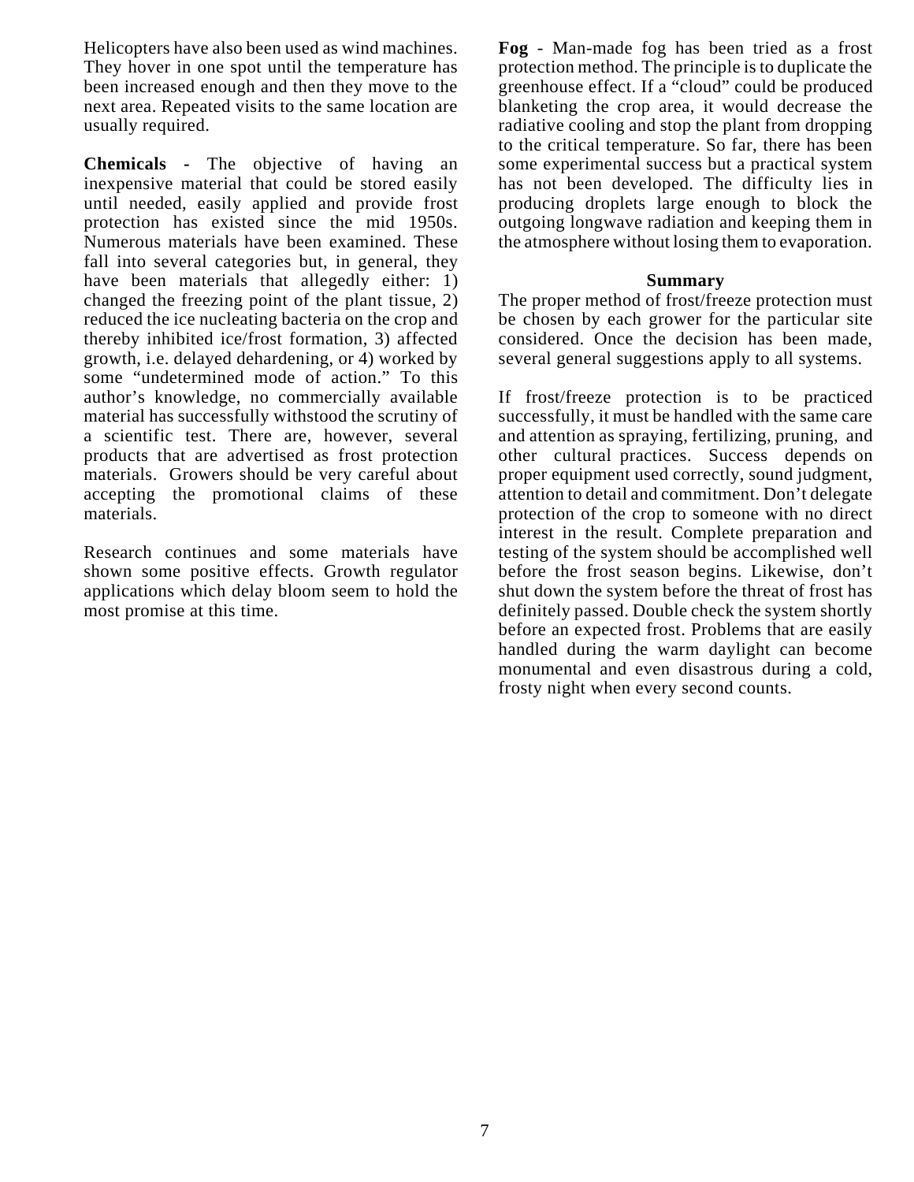Helicopters have also been used as wind machines. They hover in one spot until the temperature has been increased enough and then they move to the next area. Repeated visits to the same location are usually required.

**Chemicals** - The objective of having an inexpensive material that could be stored easily until needed, easily applied and provide frost protection has existed since the mid 1950s. Numerous materials have been examined. These fall into several categories but, in general, they have been materials that allegedly either: 1) changed the freezing point of the plant tissue, 2) reduced the ice nucleating bacteria on the crop and thereby inhibited ice/frost formation, 3) affected growth, i.e. delayed dehardening, or 4) worked by some "undetermined mode of action." To this author's knowledge, no commercially available material has successfully withstood the scrutiny of a scientific test. There are, however, several products that are advertised as frost protection materials. Growers should be very careful about accepting the promotional claims of these materials.

Research continues and some materials have shown some positive effects. Growth regulator applications which delay bloom seem to hold the most promise at this time.

**Fog** - Man-made fog has been tried as a frost protection method. The principle is to duplicate the greenhouse effect. If a "cloud" could be produced blanketing the crop area, it would decrease the radiative cooling and stop the plant from dropping to the critical temperature. So far, there has been some experimental success but a practical system has not been developed. The difficulty lies in producing droplets large enough to block the outgoing longwave radiation and keeping them in the atmosphere without losing them to evaporation.

## Summary

The proper method of frost/freeze protection must be chosen by each grower for the particular site considered. Once the decision has been made, several general suggestions apply to all systems.

If frost/freeze protection is to be practiced successfully, it must be handled with the same care and attention as spraying, fertilizing, pruning, and other cultural practices. Success depends on proper equipment used correctly, sound judgment, attention to detail and commitment. Don't delegate protection of the crop to someone with no direct interest in the result. Complete preparation and testing of the system should be accomplished well before the frost season begins. Likewise, don't shut down the system before the threat of frost has definitely passed. Double check the system shortly before an expected frost. Problems that are easily handled during the warm daylight can become monumental and even disastrous during a cold, frosty night when every second counts.